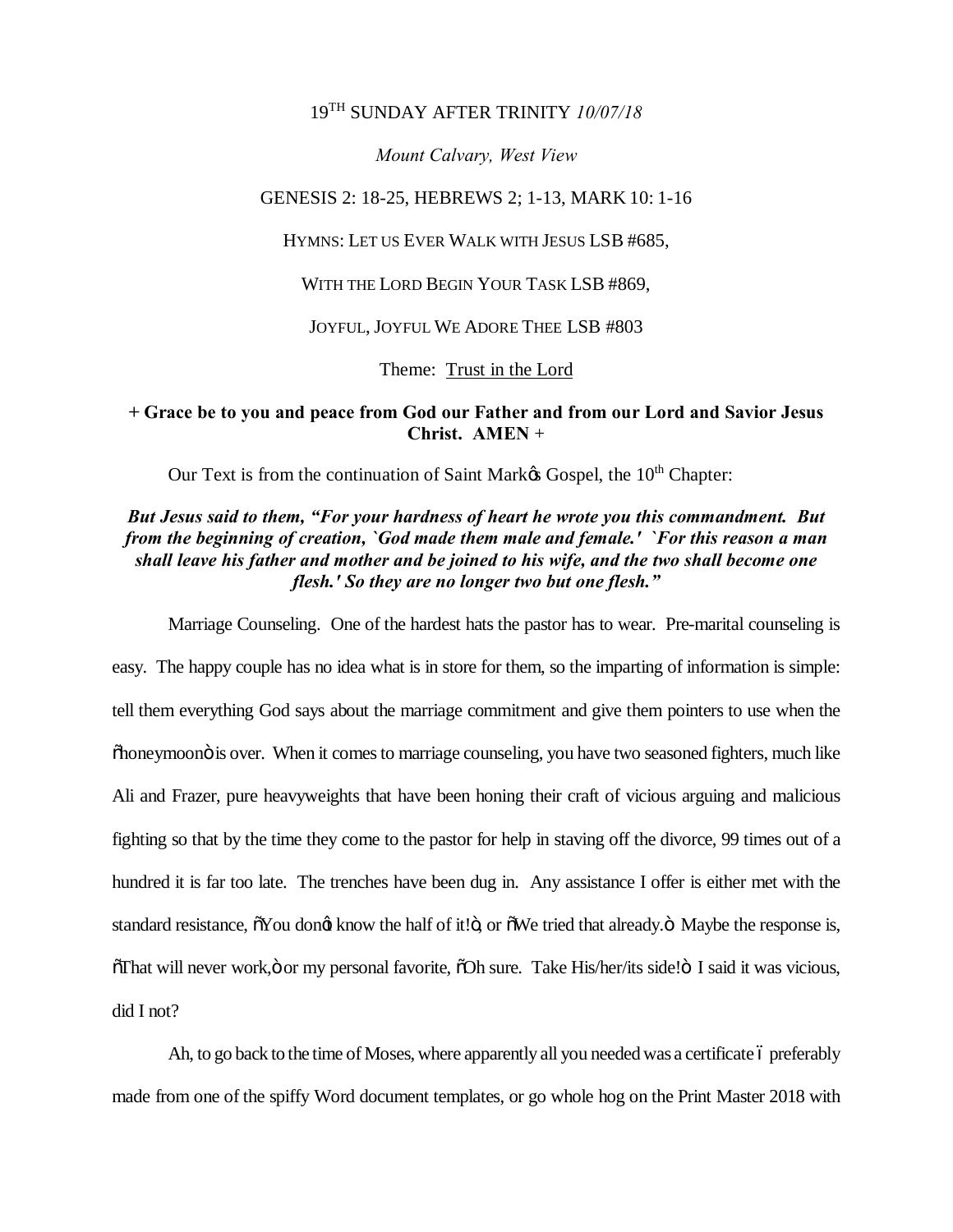19[TH] SUNDAY AFTER TRINITY *10/07/18*

*Mount Calvary, West View*

GENESIS 2: 18-25, HEBREWS 2; 1-13, MARK 10: 1-16

HYMNS: LET US EVER WALK WITH JESUS LSB #685,

WITH THE LORD BEGIN YOUR TASK LSB #869,

JOYFUL, JOYFUL WE ADORE THEE LSB #803

Theme: Trust in the Lord

**+ Grace be to you and peace from God our Father and from our Lord and Savior Jesus Christ. AMEN +**

Our Text is from the continuation of Saint Mark's Gospel, the 10[th] Chapter:

***But Jesus said to them, "For your hardness of heart he wrote you this commandment. But from the beginning of creation, `God made them male and female.' `For this reason a man shall leave his father and mother and be joined to his wife, and the two shall become one flesh.' So they are no longer two but one flesh."***

Marriage Counseling. One of the hardest hats the pastor has to wear. Pre-marital counseling is easy. The happy couple has no idea what is in store for them, so the imparting of information is simple: tell them everything God says about the marriage commitment and give them pointers to use when the "honeymoon" is over. When it comes to marriage counseling, you have two seasoned fighters, much like Ali and Frazer, pure heavyweights that have been honing their craft of vicious arguing and malicious fighting so that by the time they come to the pastor for help in staving off the divorce, 99 times out of a hundred it is far too late. The trenches have been dug in. Any assistance I offer is either met with the standard resistance, "You don't know the half of it!", or "We tried that already." Maybe the response is, "That will never work," or my personal favorite, "Oh sure. Take His/her/its side!" I said it was vicious, did I not?

Ah, to go back to the time of Moses, where apparently all you needed was a certificate – preferably made from one of the spiffy Word document templates, or go whole hog on the Print Master 2018 with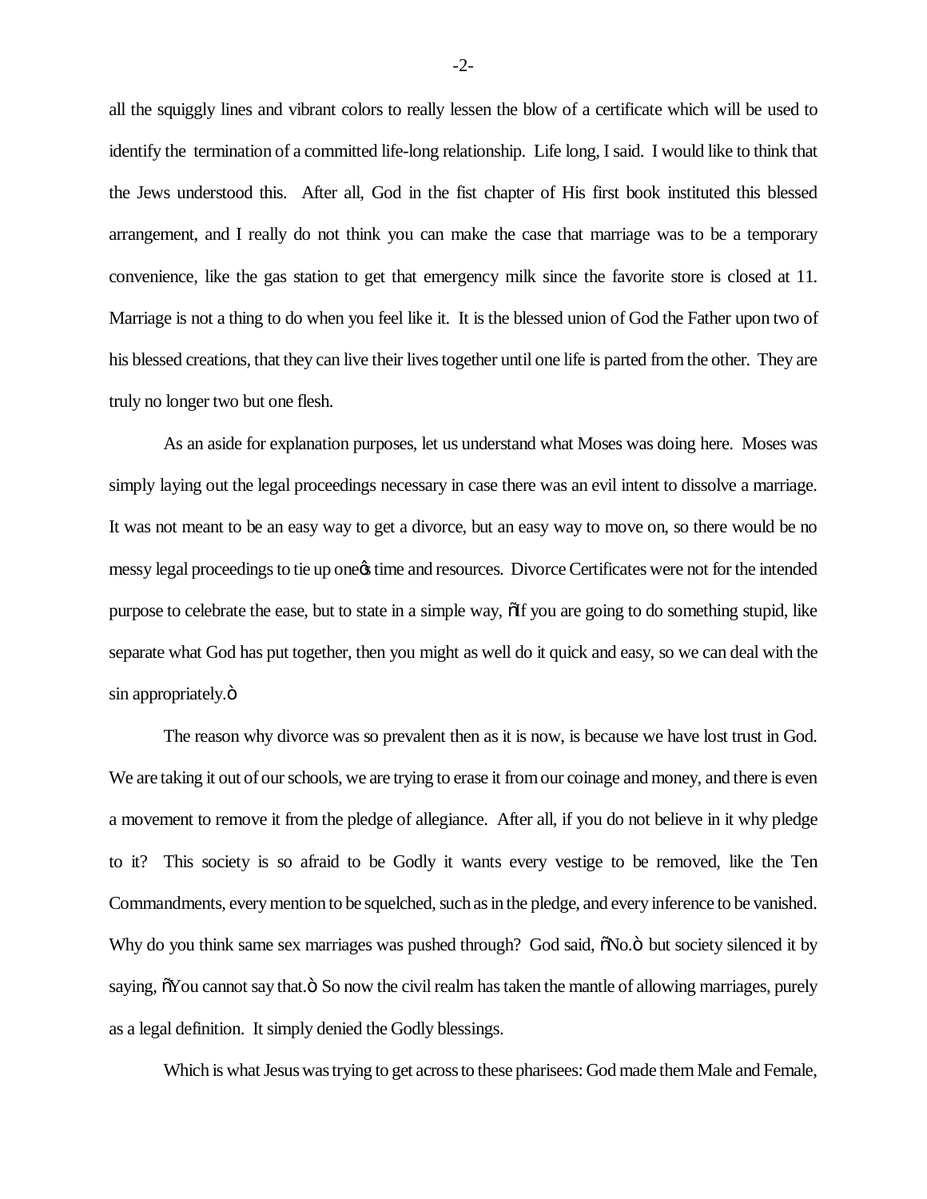all the squiggly lines and vibrant colors to really lessen the blow of a certificate which will be used to identify the termination of a committed life-long relationship. Life long, I said. I would like to think that the Jews understood this. After all, God in the fist chapter of His first book instituted this blessed arrangement, and I really do not think you can make the case that marriage was to be a temporary convenience, like the gas station to get that emergency milk since the favorite store is closed at 11. Marriage is not a thing to do when you feel like it. It is the blessed union of God the Father upon two of his blessed creations, that they can live their lives together until one life is parted from the other. They are truly no longer two but one flesh.

As an aside for explanation purposes, let us understand what Moses was doing here. Moses was simply laying out the legal proceedings necessary in case there was an evil intent to dissolve a marriage. It was not meant to be an easy way to get a divorce, but an easy way to move on, so there would be no messy legal proceedings to tie up one's time and resources. Divorce Certificates were not for the intended purpose to celebrate the ease, but to state in a simple way, "If you are going to do something stupid, like separate what God has put together, then you might as well do it quick and easy, so we can deal with the sin appropriately."

The reason why divorce was so prevalent then as it is now, is because we have lost trust in God. We are taking it out of our schools, we are trying to erase it from our coinage and money, and there is even a movement to remove it from the pledge of allegiance. After all, if you do not believe in it why pledge to it? This society is so afraid to be Godly it wants every vestige to be removed, like the Ten Commandments, every mention to be squelched, such as in the pledge, and every inference to be vanished. Why do you think same sex marriages was pushed through? God said, "No." but society silenced it by saying, "You cannot say that." So now the civil realm has taken the mantle of allowing marriages, purely as a legal definition. It simply denied the Godly blessings.

Which is what Jesus was trying to get across to these pharisees: God made them Male and Female,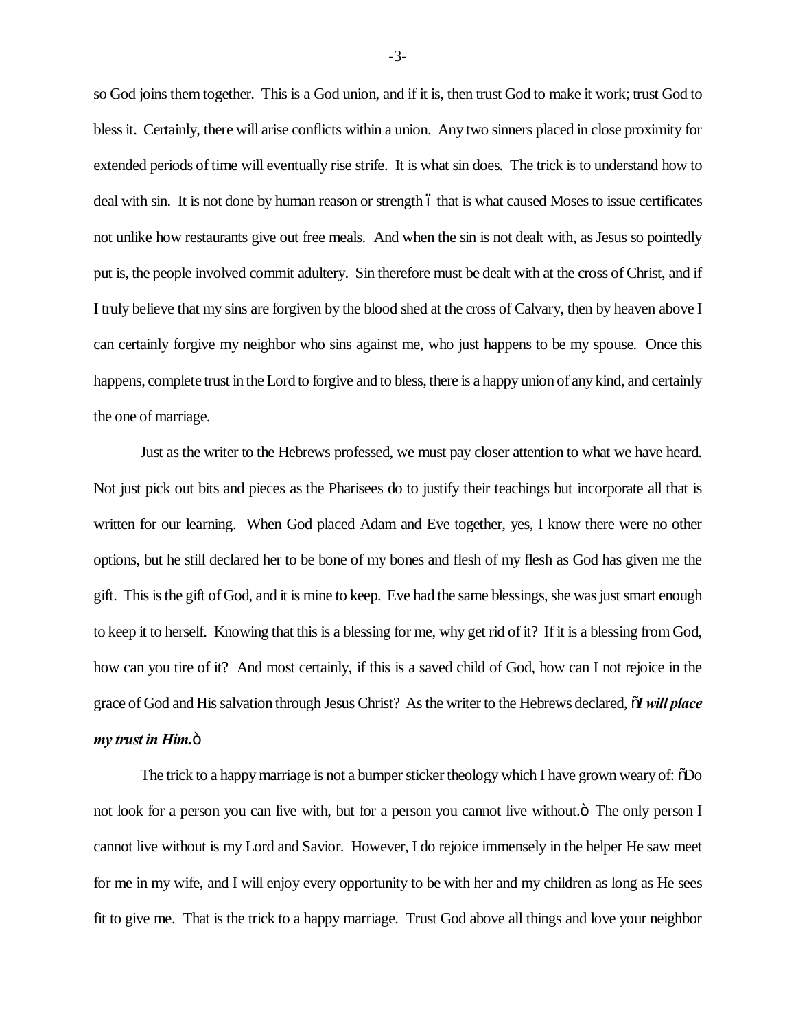so God joins them together. This is a God union, and if it is, then trust God to make it work; trust God to bless it. Certainly, there will arise conflicts within a union. Any two sinners placed in close proximity for extended periods of time will eventually rise strife. It is what sin does. The trick is to understand how to deal with sin. It is not done by human reason or strength – that is what caused Moses to issue certificates not unlike how restaurants give out free meals. And when the sin is not dealt with, as Jesus so pointedly put is, the people involved commit adultery. Sin therefore must be dealt with at the cross of Christ, and if I truly believe that my sins are forgiven by the blood shed at the cross of Calvary, then by heaven above I can certainly forgive my neighbor who sins against me, who just happens to be my spouse. Once this happens, complete trust in the Lord to forgive and to bless, there is a happy union of any kind, and certainly the one of marriage.

Just as the writer to the Hebrews professed, we must pay closer attention to what we have heard. Not just pick out bits and pieces as the Pharisees do to justify their teachings but incorporate all that is written for our learning. When God placed Adam and Eve together, yes, I know there were no other options, but he still declared her to be bone of my bones and flesh of my flesh as God has given me the gift. This is the gift of God, and it is mine to keep. Eve had the same blessings, she was just smart enough to keep it to herself. Knowing that this is a blessing for me, why get rid of it? If it is a blessing from God, how can you tire of it? And most certainly, if this is a saved child of God, how can I not rejoice in the grace of God and His salvation through Jesus Christ? As the writer to the Hebrews declared, "***I will place my trust in Him.***"

The trick to a happy marriage is not a bumper sticker theology which I have grown weary of: "Do not look for a person you can live with, but for a person you cannot live without." The only person I cannot live without is my Lord and Savior. However, I do rejoice immensely in the helper He saw meet for me in my wife, and I will enjoy every opportunity to be with her and my children as long as He sees fit to give me. That is the trick to a happy marriage. Trust God above all things and love your neighbor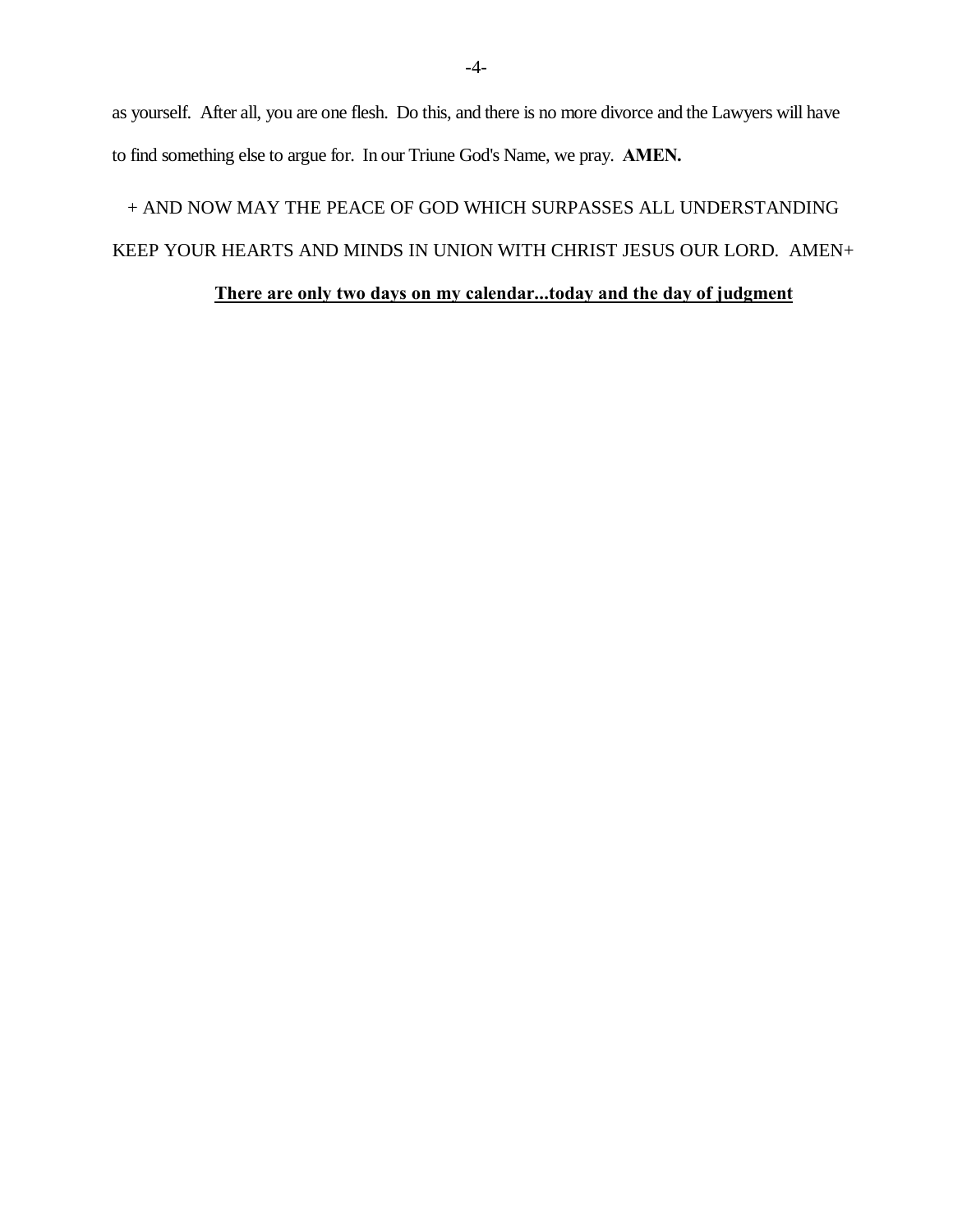as yourself. After all, you are one flesh. Do this, and there is no more divorce and the Lawyers will have to find something else to argue for. In our Triune God's Name, we pray. **AMEN.**

+ AND NOW MAY THE PEACE OF GOD WHICH SURPASSES ALL UNDERSTANDING KEEP YOUR HEARTS AND MINDS IN UNION WITH CHRIST JESUS OUR LORD. AMEN+

**<u>There are only two days on my calendar...today and the day of judgment</u>**